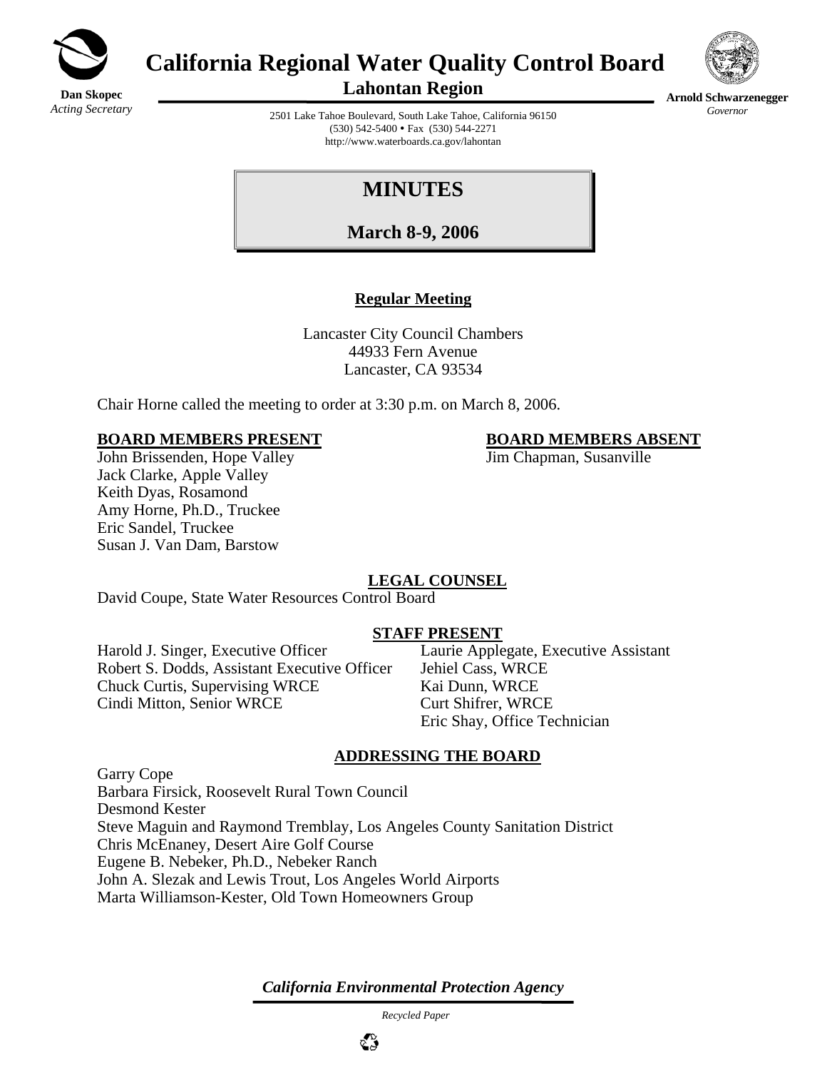**Dan Skopec**
*Acting Secretary*

# California Regional Water Quality Control Board

## Lahontan Region

**Arnold Schwarzenegger**
*Governor*

2501 Lake Tahoe Boulevard, South Lake Tahoe, California 96150
(530) 542-5400 • Fax (530) 544-2271
http://www.waterboards.ca.gov/lahontan

# MINUTES

## March 8-9, 2006

**Regular Meeting**

Lancaster City Council Chambers
44933 Fern Avenue
Lancaster, CA 93534

Chair Horne called the meeting to order at 3:30 p.m. on March 8, 2006.

**BOARD MEMBERS PRESENT**

John Brissenden, Hope Valley
Jack Clarke, Apple Valley
Keith Dyas, Rosamond
Amy Horne, Ph.D., Truckee
Eric Sandel, Truckee
Susan J. Van Dam, Barstow

**BOARD MEMBERS ABSENT**

Jim Chapman, Susanville

**LEGAL COUNSEL**

David Coupe, State Water Resources Control Board

**STAFF PRESENT**

Harold J. Singer, Executive Officer
Robert S. Dodds, Assistant Executive Officer
Chuck Curtis, Supervising WRCE
Cindi Mitton, Senior WRCE
Laurie Applegate, Executive Assistant
Jehiel Cass, WRCE
Kai Dunn, WRCE
Curt Shifrer, WRCE
Eric Shay, Office Technician

**ADDRESSING THE BOARD**

Garry Cope
Barbara Firsick, Roosevelt Rural Town Council
Desmond Kester
Steve Maguin and Raymond Tremblay, Los Angeles County Sanitation District
Chris McEnaney, Desert Aire Golf Course
Eugene B. Nebeker, Ph.D., Nebeker Ranch
John A. Slezak and Lewis Trout, Los Angeles World Airports
Marta Williamson-Kester, Old Town Homeowners Group

*California Environmental Protection Agency*

*Recycled Paper*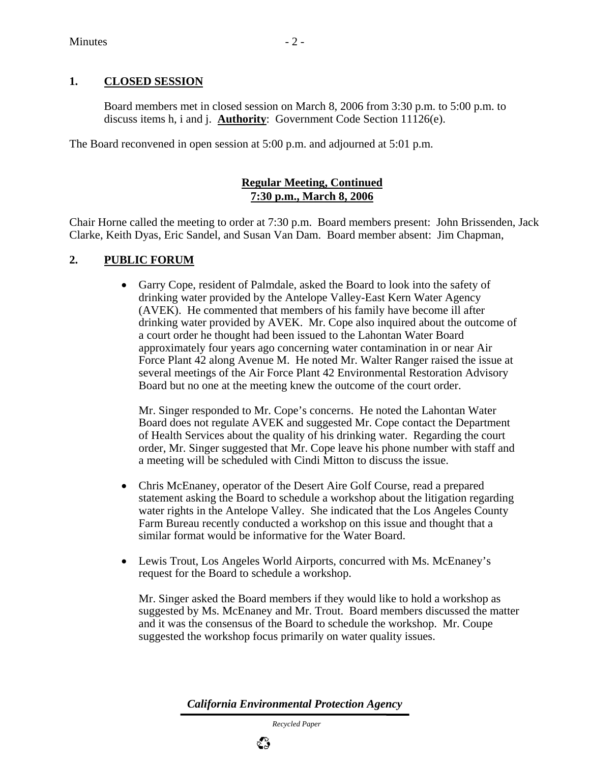## 1. CLOSED SESSION

Board members met in closed session on March 8, 2006 from 3:30 p.m. to 5:00 p.m. to discuss items h, i and j. **Authority**: Government Code Section 11126(e).

The Board reconvened in open session at 5:00 p.m. and adjourned at 5:01 p.m.

**Regular Meeting, Continued**
**7:30 p.m., March 8, 2006**

Chair Horne called the meeting to order at 7:30 p.m. Board members present: John Brissenden, Jack Clarke, Keith Dyas, Eric Sandel, and Susan Van Dam. Board member absent: Jim Chapman,

## 2. PUBLIC FORUM

- Garry Cope, resident of Palmdale, asked the Board to look into the safety of drinking water provided by the Antelope Valley-East Kern Water Agency (AVEK). He commented that members of his family have become ill after drinking water provided by AVEK. Mr. Cope also inquired about the outcome of a court order he thought had been issued to the Lahontan Water Board approximately four years ago concerning water contamination in or near Air Force Plant 42 along Avenue M. He noted Mr. Walter Ranger raised the issue at several meetings of the Air Force Plant 42 Environmental Restoration Advisory Board but no one at the meeting knew the outcome of the court order.

  Mr. Singer responded to Mr. Cope's concerns. He noted the Lahontan Water Board does not regulate AVEK and suggested Mr. Cope contact the Department of Health Services about the quality of his drinking water. Regarding the court order, Mr. Singer suggested that Mr. Cope leave his phone number with staff and a meeting will be scheduled with Cindi Mitton to discuss the issue.

- Chris McEnaney, operator of the Desert Aire Golf Course, read a prepared statement asking the Board to schedule a workshop about the litigation regarding water rights in the Antelope Valley. She indicated that the Los Angeles County Farm Bureau recently conducted a workshop on this issue and thought that a similar format would be informative for the Water Board.

- Lewis Trout, Los Angeles World Airports, concurred with Ms. McEnaney's request for the Board to schedule a workshop.

  Mr. Singer asked the Board members if they would like to hold a workshop as suggested by Ms. McEnaney and Mr. Trout. Board members discussed the matter and it was the consensus of the Board to schedule the workshop. Mr. Coupe suggested the workshop focus primarily on water quality issues.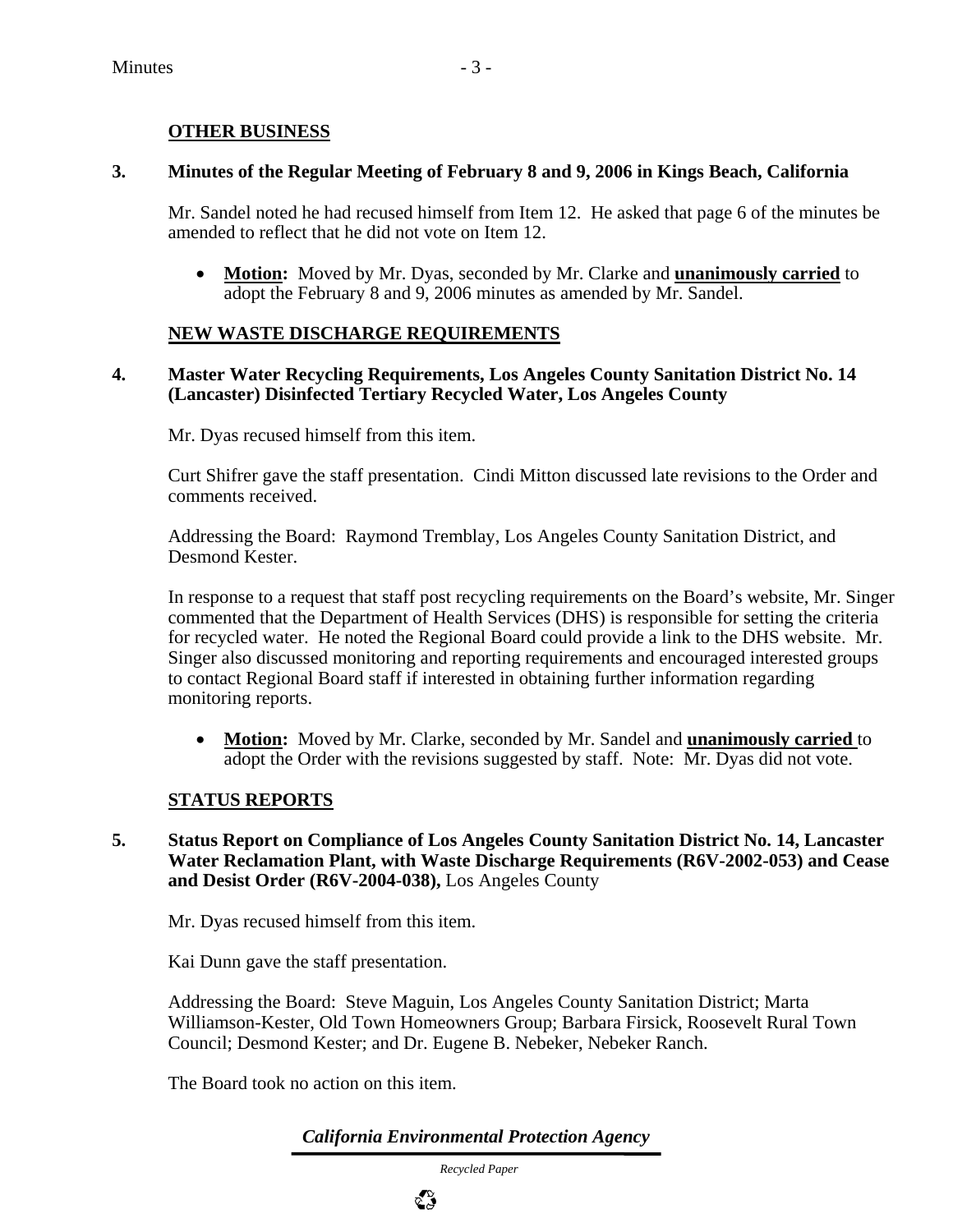## OTHER BUSINESS

### 3. Minutes of the Regular Meeting of February 8 and 9, 2006 in Kings Beach, California

Mr. Sandel noted he had recused himself from Item 12. He asked that page 6 of the minutes be amended to reflect that he did not vote on Item 12.

- **Motion:** Moved by Mr. Dyas, seconded by Mr. Clarke and **unanimously carried** to adopt the February 8 and 9, 2006 minutes as amended by Mr. Sandel.

## NEW WASTE DISCHARGE REQUIREMENTS

### 4. Master Water Recycling Requirements, Los Angeles County Sanitation District No. 14 (Lancaster) Disinfected Tertiary Recycled Water, Los Angeles County

Mr. Dyas recused himself from this item.

Curt Shifrer gave the staff presentation. Cindi Mitton discussed late revisions to the Order and comments received.

Addressing the Board: Raymond Tremblay, Los Angeles County Sanitation District, and Desmond Kester.

In response to a request that staff post recycling requirements on the Board's website, Mr. Singer commented that the Department of Health Services (DHS) is responsible for setting the criteria for recycled water. He noted the Regional Board could provide a link to the DHS website. Mr. Singer also discussed monitoring and reporting requirements and encouraged interested groups to contact Regional Board staff if interested in obtaining further information regarding monitoring reports.

- **Motion:** Moved by Mr. Clarke, seconded by Mr. Sandel and **unanimously carried** to adopt the Order with the revisions suggested by staff. Note: Mr. Dyas did not vote.

## STATUS REPORTS

### 5. Status Report on Compliance of Los Angeles County Sanitation District No. 14, Lancaster Water Reclamation Plant, with Waste Discharge Requirements (R6V-2002-053) and Cease and Desist Order (R6V-2004-038), Los Angeles County

Mr. Dyas recused himself from this item.

Kai Dunn gave the staff presentation.

Addressing the Board: Steve Maguin, Los Angeles County Sanitation District; Marta Williamson-Kester, Old Town Homeowners Group; Barbara Firsick, Roosevelt Rural Town Council; Desmond Kester; and Dr. Eugene B. Nebeker, Nebeker Ranch.

The Board took no action on this item.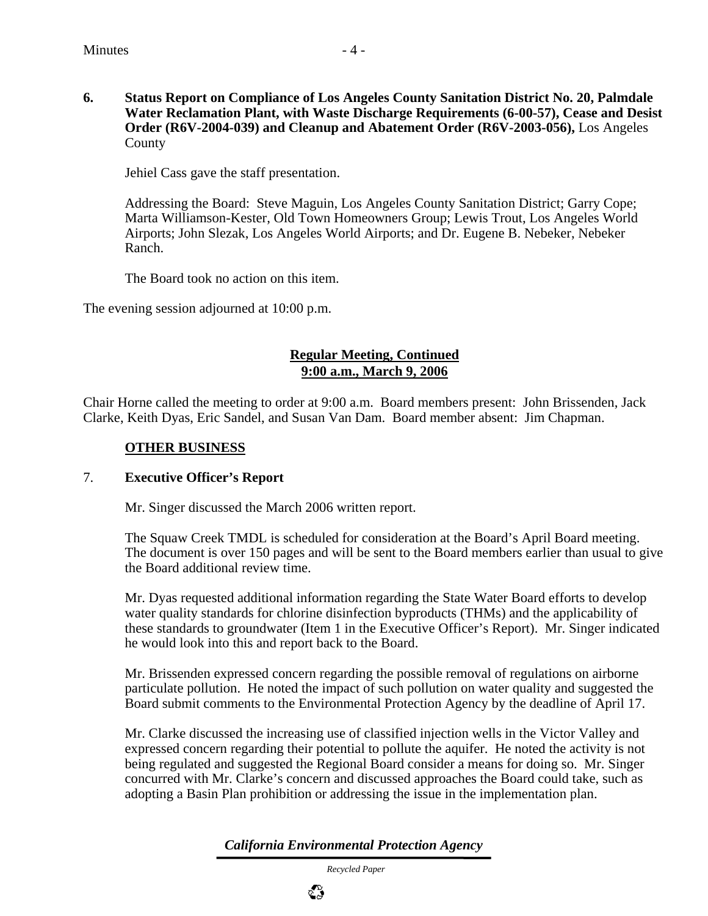**6. Status Report on Compliance of Los Angeles County Sanitation District No. 20, Palmdale Water Reclamation Plant, with Waste Discharge Requirements (6-00-57), Cease and Desist Order (R6V-2004-039) and Cleanup and Abatement Order (R6V-2003-056),** Los Angeles County

Jehiel Cass gave the staff presentation.

Addressing the Board: Steve Maguin, Los Angeles County Sanitation District; Garry Cope; Marta Williamson-Kester, Old Town Homeowners Group; Lewis Trout, Los Angeles World Airports; John Slezak, Los Angeles World Airports; and Dr. Eugene B. Nebeker, Nebeker Ranch.

The Board took no action on this item.

The evening session adjourned at 10:00 p.m.

**Regular Meeting, Continued**
**9:00 a.m., March 9, 2006**

Chair Horne called the meeting to order at 9:00 a.m. Board members present: John Brissenden, Jack Clarke, Keith Dyas, Eric Sandel, and Susan Van Dam. Board member absent: Jim Chapman.

**OTHER BUSINESS**

7. **Executive Officer's Report**

Mr. Singer discussed the March 2006 written report.

The Squaw Creek TMDL is scheduled for consideration at the Board's April Board meeting. The document is over 150 pages and will be sent to the Board members earlier than usual to give the Board additional review time.

Mr. Dyas requested additional information regarding the State Water Board efforts to develop water quality standards for chlorine disinfection byproducts (THMs) and the applicability of these standards to groundwater (Item 1 in the Executive Officer's Report). Mr. Singer indicated he would look into this and report back to the Board.

Mr. Brissenden expressed concern regarding the possible removal of regulations on airborne particulate pollution. He noted the impact of such pollution on water quality and suggested the Board submit comments to the Environmental Protection Agency by the deadline of April 17.

Mr. Clarke discussed the increasing use of classified injection wells in the Victor Valley and expressed concern regarding their potential to pollute the aquifer. He noted the activity is not being regulated and suggested the Regional Board consider a means for doing so. Mr. Singer concurred with Mr. Clarke's concern and discussed approaches the Board could take, such as adopting a Basin Plan prohibition or addressing the issue in the implementation plan.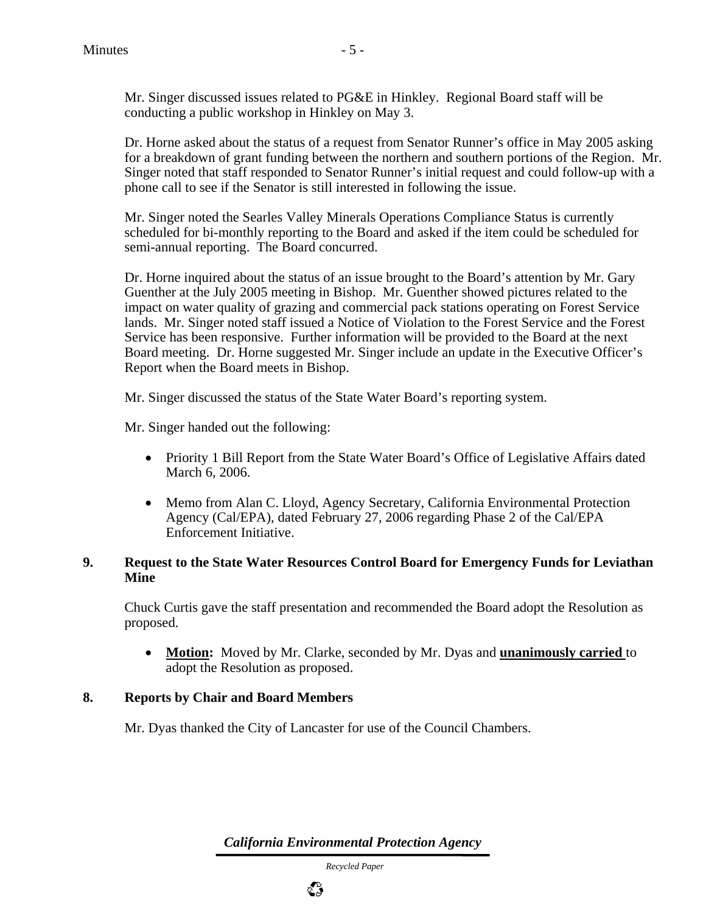Mr. Singer discussed issues related to PG&E in Hinkley. Regional Board staff will be conducting a public workshop in Hinkley on May 3.

Dr. Horne asked about the status of a request from Senator Runner's office in May 2005 asking for a breakdown of grant funding between the northern and southern portions of the Region. Mr. Singer noted that staff responded to Senator Runner's initial request and could follow-up with a phone call to see if the Senator is still interested in following the issue.

Mr. Singer noted the Searles Valley Minerals Operations Compliance Status is currently scheduled for bi-monthly reporting to the Board and asked if the item could be scheduled for semi-annual reporting. The Board concurred.

Dr. Horne inquired about the status of an issue brought to the Board's attention by Mr. Gary Guenther at the July 2005 meeting in Bishop. Mr. Guenther showed pictures related to the impact on water quality of grazing and commercial pack stations operating on Forest Service lands. Mr. Singer noted staff issued a Notice of Violation to the Forest Service and the Forest Service has been responsive. Further information will be provided to the Board at the next Board meeting. Dr. Horne suggested Mr. Singer include an update in the Executive Officer's Report when the Board meets in Bishop.

Mr. Singer discussed the status of the State Water Board's reporting system.

Mr. Singer handed out the following:

- Priority 1 Bill Report from the State Water Board's Office of Legislative Affairs dated March 6, 2006.
- Memo from Alan C. Lloyd, Agency Secretary, California Environmental Protection Agency (Cal/EPA), dated February 27, 2006 regarding Phase 2 of the Cal/EPA Enforcement Initiative.

**9. Request to the State Water Resources Control Board for Emergency Funds for Leviathan Mine**

Chuck Curtis gave the staff presentation and recommended the Board adopt the Resolution as proposed.

- **Motion:** Moved by Mr. Clarke, seconded by Mr. Dyas and **unanimously carried** to adopt the Resolution as proposed.

**8. Reports by Chair and Board Members**

Mr. Dyas thanked the City of Lancaster for use of the Council Chambers.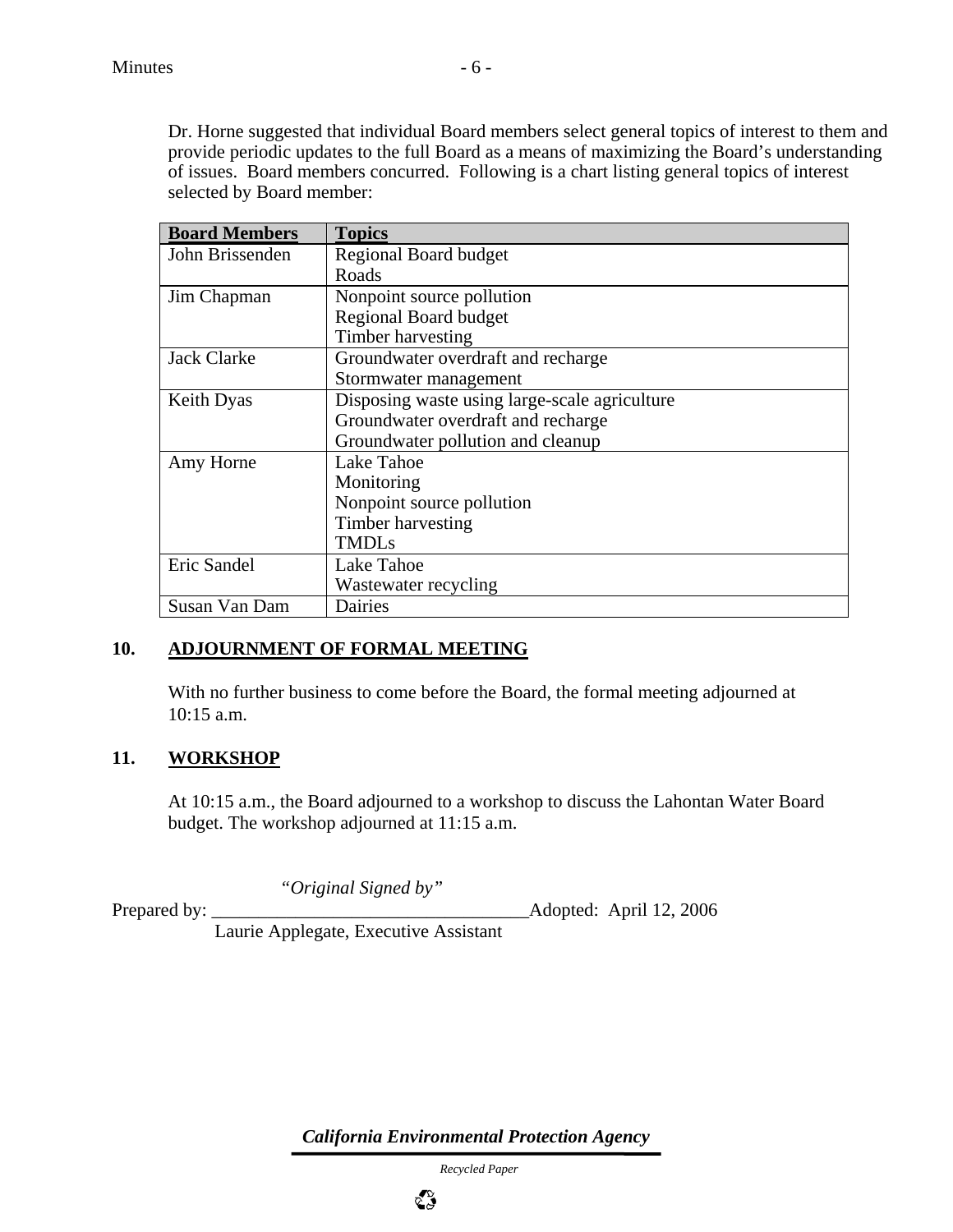Dr. Horne suggested that individual Board members select general topics of interest to them and provide periodic updates to the full Board as a means of maximizing the Board's understanding of issues. Board members concurred. Following is a chart listing general topics of interest selected by Board member:

| **Board Members** | **Topics** |
|---|---|
| John Brissenden | Regional Board budget<br>Roads |
| Jim Chapman | Nonpoint source pollution<br>Regional Board budget<br>Timber harvesting |
| Jack Clarke | Groundwater overdraft and recharge<br>Stormwater management |
| Keith Dyas | Disposing waste using large-scale agriculture<br>Groundwater overdraft and recharge<br>Groundwater pollution and cleanup |
| Amy Horne | Lake Tahoe<br>Monitoring<br>Nonpoint source pollution<br>Timber harvesting<br>TMDLs |
| Eric Sandel | Lake Tahoe<br>Wastewater recycling |
| Susan Van Dam | Dairies |

## 10. ADJOURNMENT OF FORMAL MEETING

With no further business to come before the Board, the formal meeting adjourned at 10:15 a.m.

## 11. WORKSHOP

At 10:15 a.m., the Board adjourned to a workshop to discuss the Lahontan Water Board budget. The workshop adjourned at 11:15 a.m.

*"Original Signed by"*

Prepared by: ___________________________________ Adopted: April 12, 2006

Laurie Applegate, Executive Assistant

***California Environmental Protection Agency***

*Recycled Paper*